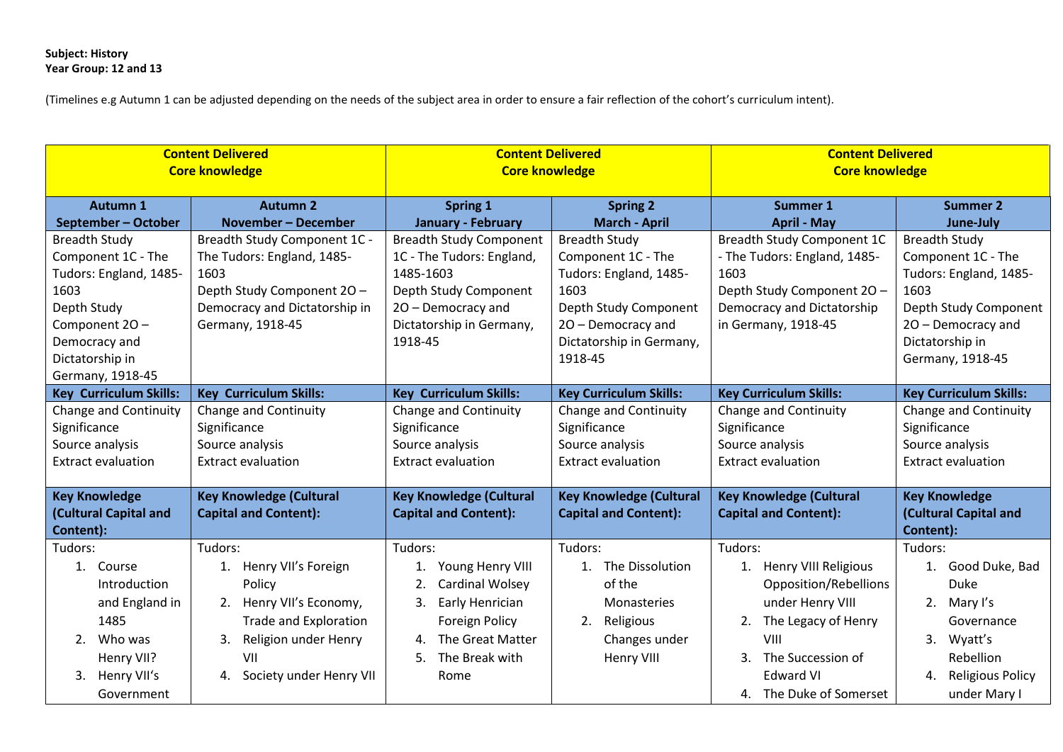**Subject: History**
**Year Group: 12 and 13**

(Timelines e.g Autumn 1 can be adjusted depending on the needs of the subject area in order to ensure a fair reflection of the cohort's curriculum intent).

| **Content Delivered Core knowledge** | | **Content Delivered Core knowledge** | | **Content Delivered Core knowledge** | |
|---|---|---|---|---|---|
| **Autumn 1 September – October** | **Autumn 2 November – December** | **Spring 1 January - February** | **Spring 2 March - April** | **Summer 1 April - May** | **Summer 2 June-July** |
| Breadth Study Component 1C - The Tudors: England, 1485-1603<br>Depth Study Component 2O – Democracy and Dictatorship in Germany, 1918-45 | Breadth Study Component 1C - The Tudors: England, 1485-1603<br>Depth Study Component 2O – Democracy and Dictatorship in Germany, 1918-45 | Breadth Study Component 1C - The Tudors: England, 1485-1603<br>Depth Study Component 2O – Democracy and Dictatorship in Germany, 1918-45 | Breadth Study Component 1C - The Tudors: England, 1485-1603<br>Depth Study Component 2O – Democracy and Dictatorship in Germany, 1918-45 | Breadth Study Component 1C - The Tudors: England, 1485-1603<br>Depth Study Component 2O – Democracy and Dictatorship in Germany, 1918-45 | Breadth Study Component 1C - The Tudors: England, 1485-1603<br>Depth Study Component 2O – Democracy and Dictatorship in Germany, 1918-45 |
| **Key Curriculum Skills:** | **Key Curriculum Skills:** | **Key Curriculum Skills:** | **Key Curriculum Skills:** | **Key Curriculum Skills:** | **Key Curriculum Skills:** |
| Change and Continuity<br>Significance<br>Source analysis<br>Extract evaluation | Change and Continuity<br>Significance<br>Source analysis<br>Extract evaluation | Change and Continuity<br>Significance<br>Source analysis<br>Extract evaluation | Change and Continuity<br>Significance<br>Source analysis<br>Extract evaluation | Change and Continuity<br>Significance<br>Source analysis<br>Extract evaluation | Change and Continuity<br>Significance<br>Source analysis<br>Extract evaluation |
| **Key Knowledge (Cultural Capital and Content):** | **Key Knowledge (Cultural Capital and Content):** | **Key Knowledge (Cultural Capital and Content):** | **Key Knowledge (Cultural Capital and Content):** | **Key Knowledge (Cultural Capital and Content):** | **Key Knowledge (Cultural Capital and Content):** |
| Tudors:<br>1. Course Introduction and England in 1485<br>2. Who was Henry VII?<br>3. Henry VII's Government | Tudors:<br>1. Henry VII's Foreign Policy<br>2. Henry VII's Economy, Trade and Exploration<br>3. Religion under Henry VII<br>4. Society under Henry VII | Tudors:<br>1. Young Henry VIII<br>2. Cardinal Wolsey<br>3. Early Henrician Foreign Policy<br>4. The Great Matter<br>5. The Break with Rome | Tudors:<br>1. The Dissolution of the Monasteries<br>2. Religious Changes under Henry VIII | Tudors:<br>1. Henry VIII Religious Opposition/Rebellions under Henry VIII<br>2. The Legacy of Henry VIII<br>3. The Succession of Edward VI<br>4. The Duke of Somerset | Tudors:<br>1. Good Duke, Bad Duke<br>2. Mary I's Governance<br>3. Wyatt's Rebellion<br>4. Religious Policy under Mary I |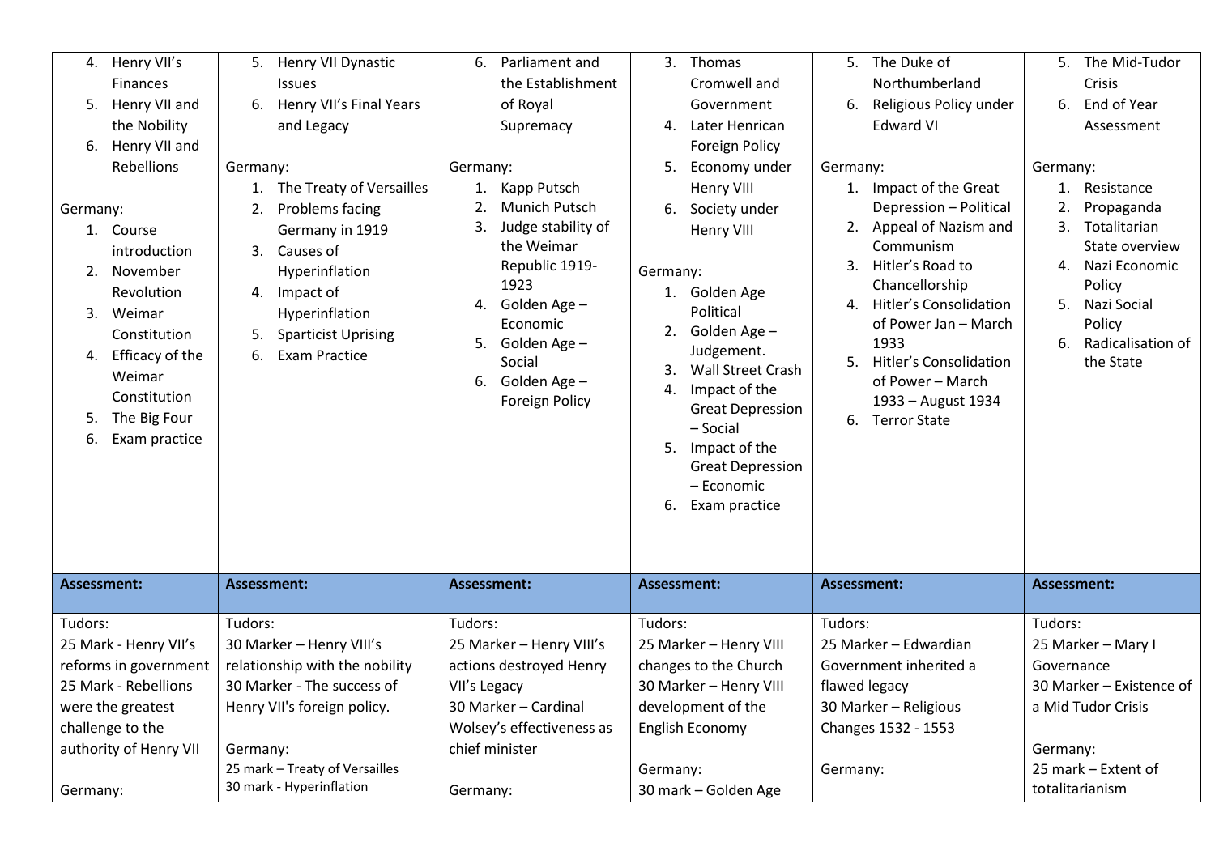| | | | | | |
|---|---|---|---|---|---|
| 4. Henry VII's Finances<br>5. Henry VII and the Nobility<br>6. Henry VII and Rebellions<br><br>Germany:<br>1. Course introduction<br>2. November Revolution<br>3. Weimar Constitution<br>4. Efficacy of the Weimar Constitution<br>5. The Big Four<br>6. Exam practice | 5. Henry VII Dynastic Issues<br>6. Henry VII's Final Years and Legacy<br><br>Germany:<br>1. The Treaty of Versailles<br>2. Problems facing Germany in 1919<br>3. Causes of Hyperinflation<br>4. Impact of Hyperinflation<br>5. Sparticist Uprising<br>6. Exam Practice | 6. Parliament and the Establishment of Royal Supremacy<br><br>Germany:<br>1. Kapp Putsch<br>2. Munich Putsch<br>3. Judge stability of the Weimar Republic 1919-1923<br>4. Golden Age – Economic<br>5. Golden Age – Social<br>6. Golden Age – Foreign Policy | 3. Thomas Cromwell and Government<br>4. Later Henrican Foreign Policy<br>5. Economy under Henry VIII<br>6. Society under Henry VIII<br><br>Germany:<br>1. Golden Age Political<br>2. Golden Age – Judgement.<br>3. Wall Street Crash<br>4. Impact of the Great Depression – Social<br>5. Impact of the Great Depression – Economic<br>6. Exam practice | 5. The Duke of Northumberland<br>6. Religious Policy under Edward VI<br><br>Germany:<br>1. Impact of the Great Depression – Political<br>2. Appeal of Nazism and Communism<br>3. Hitler's Road to Chancellorship<br>4. Hitler's Consolidation of Power Jan – March 1933<br>5. Hitler's Consolidation of Power – March 1933 – August 1934<br>6. Terror State | 5. The Mid-Tudor Crisis<br>6. End of Year Assessment<br><br>Germany:<br>1. Resistance<br>2. Propaganda<br>3. Totalitarian State overview<br>4. Nazi Economic Policy<br>5. Nazi Social Policy<br>6. Radicalisation of the State |
| **Assessment:** | **Assessment:** | **Assessment:** | **Assessment:** | **Assessment:** | **Assessment:** |
| Tudors:<br>25 Mark - Henry VII's reforms in government<br>25 Mark - Rebellions were the greatest challenge to the authority of Henry VII<br><br>Germany: | Tudors:<br>30 Marker – Henry VIII's relationship with the nobility<br>30 Marker - The success of Henry VII's foreign policy.<br><br>Germany:<br>25 mark – Treaty of Versailles<br>30 mark - Hyperinflation | Tudors:<br>25 Marker – Henry VIII's actions destroyed Henry VII's Legacy<br>30 Marker – Cardinal Wolsey's effectiveness as chief minister<br><br>Germany: | Tudors:<br>25 Marker – Henry VIII changes to the Church<br>30 Marker – Henry VIII development of the English Economy<br><br>Germany:<br>30 mark – Golden Age | Tudors:<br>25 Marker – Edwardian Government inherited a flawed legacy<br>30 Marker – Religious Changes 1532 - 1553<br><br>Germany: | Tudors:<br>25 Marker – Mary I Governance<br>30 Marker – Existence of a Mid Tudor Crisis<br><br>Germany:<br>25 mark – Extent of totalitarianism |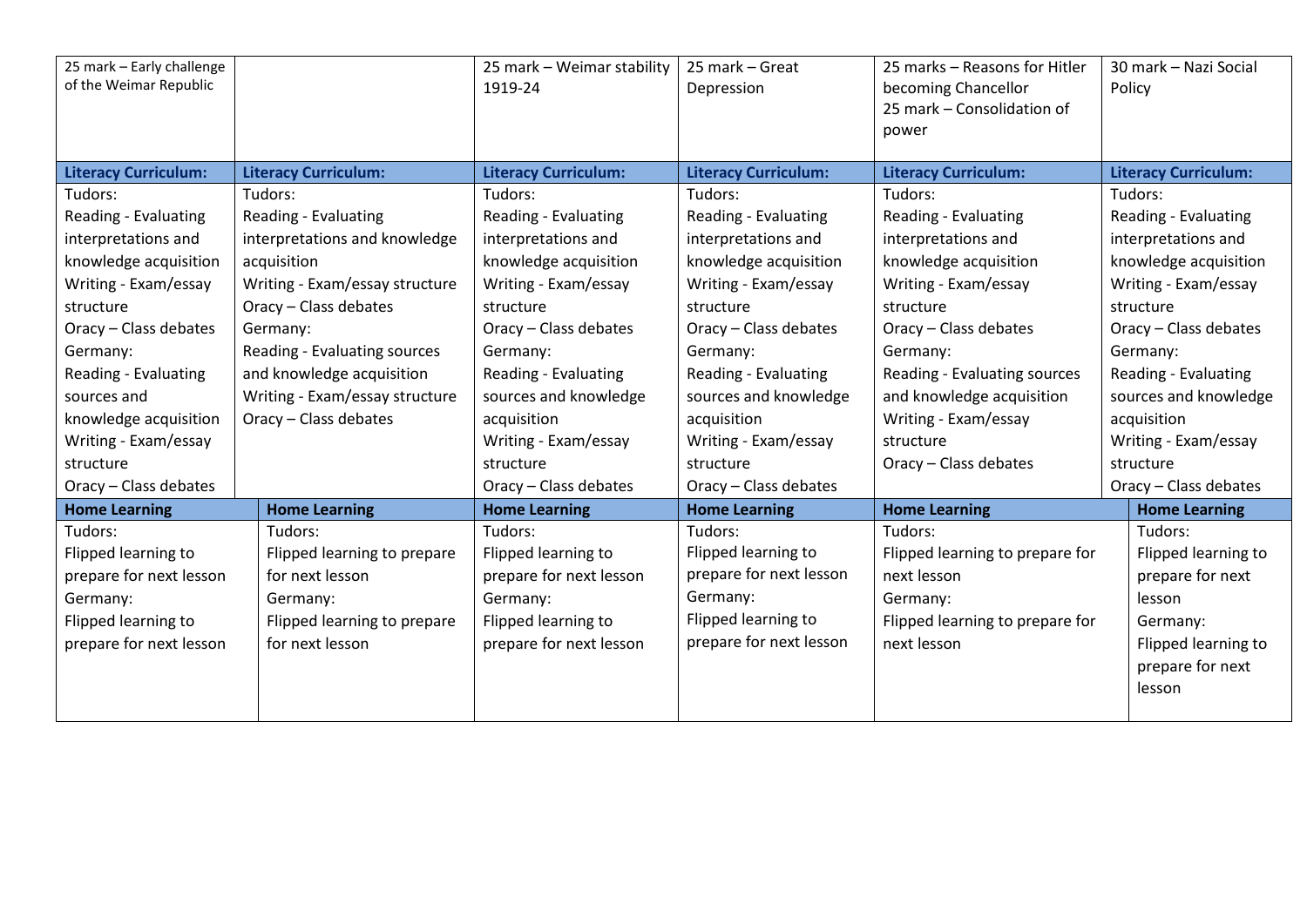| | | | | | |
|---|---|---|---|---|---|
| 25 mark – Early challenge of the Weimar Republic | | 25 mark – Weimar stability 1919-24 | 25 mark – Great Depression | 25 marks – Reasons for Hitler becoming Chancellor<br>25 mark – Consolidation of power | 30 mark – Nazi Social Policy |
| **Literacy Curriculum:** | **Literacy Curriculum:** | **Literacy Curriculum:** | **Literacy Curriculum:** | **Literacy Curriculum:** | **Literacy Curriculum:** |
| Tudors:<br>Reading - Evaluating interpretations and knowledge acquisition<br>Writing - Exam/essay structure<br>Oracy – Class debates<br>Germany:<br>Reading - Evaluating sources and knowledge acquisition<br>Writing - Exam/essay structure<br>Oracy – Class debates | Tudors:<br>Reading - Evaluating interpretations and knowledge acquisition<br>Writing - Exam/essay structure<br>Oracy – Class debates<br>Germany:<br>Reading - Evaluating sources and knowledge acquisition<br>Writing - Exam/essay structure<br>Oracy – Class debates | Tudors:<br>Reading - Evaluating interpretations and knowledge acquisition<br>Writing - Exam/essay structure<br>Oracy – Class debates<br>Germany:<br>Reading - Evaluating sources and knowledge acquisition<br>Writing - Exam/essay structure<br>Oracy – Class debates | Tudors:<br>Reading - Evaluating interpretations and knowledge acquisition<br>Writing - Exam/essay structure<br>Oracy – Class debates<br>Germany:<br>Reading - Evaluating sources and knowledge acquisition<br>Writing - Exam/essay structure<br>Oracy – Class debates | Tudors:<br>Reading - Evaluating interpretations and knowledge acquisition<br>Writing - Exam/essay structure<br>Oracy – Class debates<br>Germany:<br>Reading - Evaluating sources and knowledge acquisition<br>Writing - Exam/essay structure<br>Oracy – Class debates | Tudors:<br>Reading - Evaluating interpretations and knowledge acquisition<br>Writing - Exam/essay structure<br>Oracy – Class debates<br>Germany:<br>Reading - Evaluating sources and knowledge acquisition<br>Writing - Exam/essay structure<br>Oracy – Class debates |
| **Home Learning** | **Home Learning** | **Home Learning** | **Home Learning** | **Home Learning** | **Home Learning** |
| Tudors:<br>Flipped learning to prepare for next lesson<br>Germany:<br>Flipped learning to prepare for next lesson | Tudors:<br>Flipped learning to prepare for next lesson<br>Germany:<br>Flipped learning to prepare for next lesson | Tudors:<br>Flipped learning to prepare for next lesson<br>Germany:<br>Flipped learning to prepare for next lesson | Tudors:<br>Flipped learning to prepare for next lesson<br>Germany:<br>Flipped learning to prepare for next lesson | Tudors:<br>Flipped learning to prepare for next lesson<br>Germany:<br>Flipped learning to prepare for next lesson | Tudors:<br>Flipped learning to prepare for next lesson<br>Germany:<br>Flipped learning to prepare for next lesson |